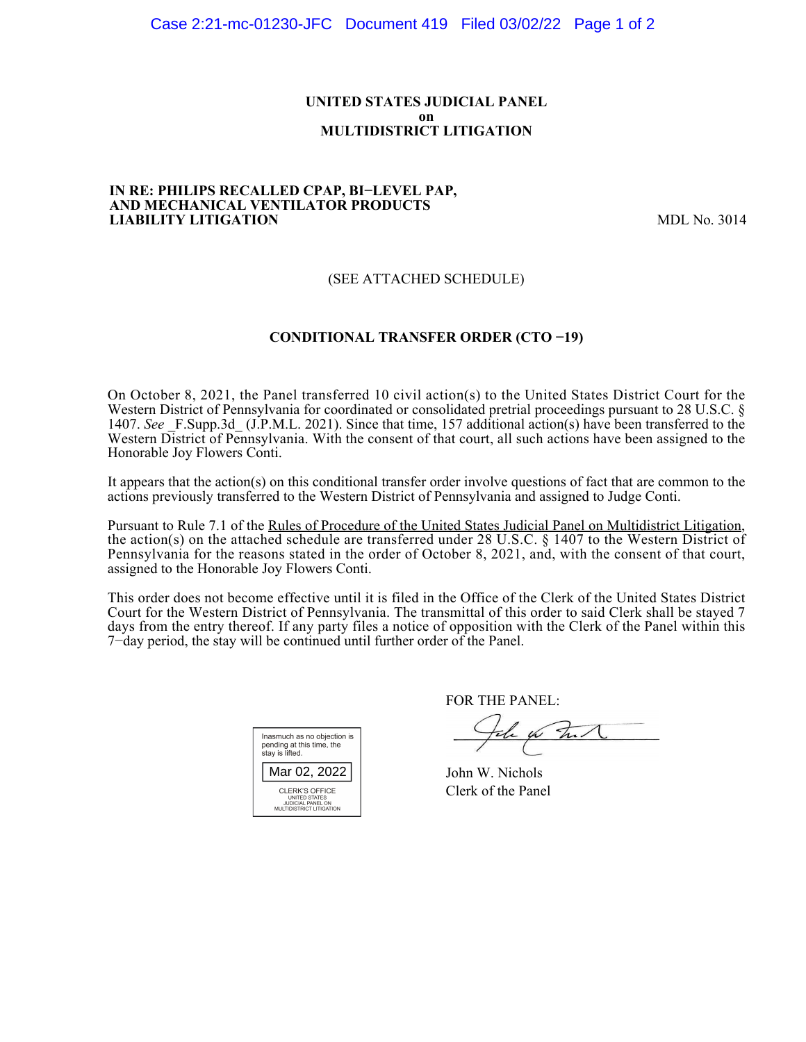**UNITED STATES JUDICIAL PANEL**
**on**
**MULTIDISTRICT LITIGATION**

**IN RE: PHILIPS RECALLED CPAP, BI−LEVEL PAP, AND MECHANICAL VENTILATOR PRODUCTS LIABILITY LITIGATION** MDL No. 3014

(SEE ATTACHED SCHEDULE)

**CONDITIONAL TRANSFER ORDER (CTO −19)**

On October 8, 2021, the Panel transferred 10 civil action(s) to the United States District Court for the Western District of Pennsylvania for coordinated or consolidated pretrial proceedings pursuant to 28 U.S.C. § 1407. *See* _F.Supp.3d_ (J.P.M.L. 2021). Since that time, 157 additional action(s) have been transferred to the Western District of Pennsylvania. With the consent of that court, all such actions have been assigned to the Honorable Joy Flowers Conti.

It appears that the action(s) on this conditional transfer order involve questions of fact that are common to the actions previously transferred to the Western District of Pennsylvania and assigned to Judge Conti.

Pursuant to Rule 7.1 of the Rules of Procedure of the United States Judicial Panel on Multidistrict Litigation, the action(s) on the attached schedule are transferred under 28 U.S.C. § 1407 to the Western District of Pennsylvania for the reasons stated in the order of October 8, 2021, and, with the consent of that court, assigned to the Honorable Joy Flowers Conti.

This order does not become effective until it is filed in the Office of the Clerk of the United States District Court for the Western District of Pennsylvania. The transmittal of this order to said Clerk shall be stayed 7 days from the entry thereof. If any party files a notice of opposition with the Clerk of the Panel within this 7−day period, the stay will be continued until further order of the Panel.

Inasmuch as no objection is pending at this time, the stay is lifted.

Mar 02, 2022

CLERK'S OFFICE
UNITED STATES
JUDICIAL PANEL ON
MULTIDISTRICT LITIGATION

FOR THE PANEL:

John W. Nichols
Clerk of the Panel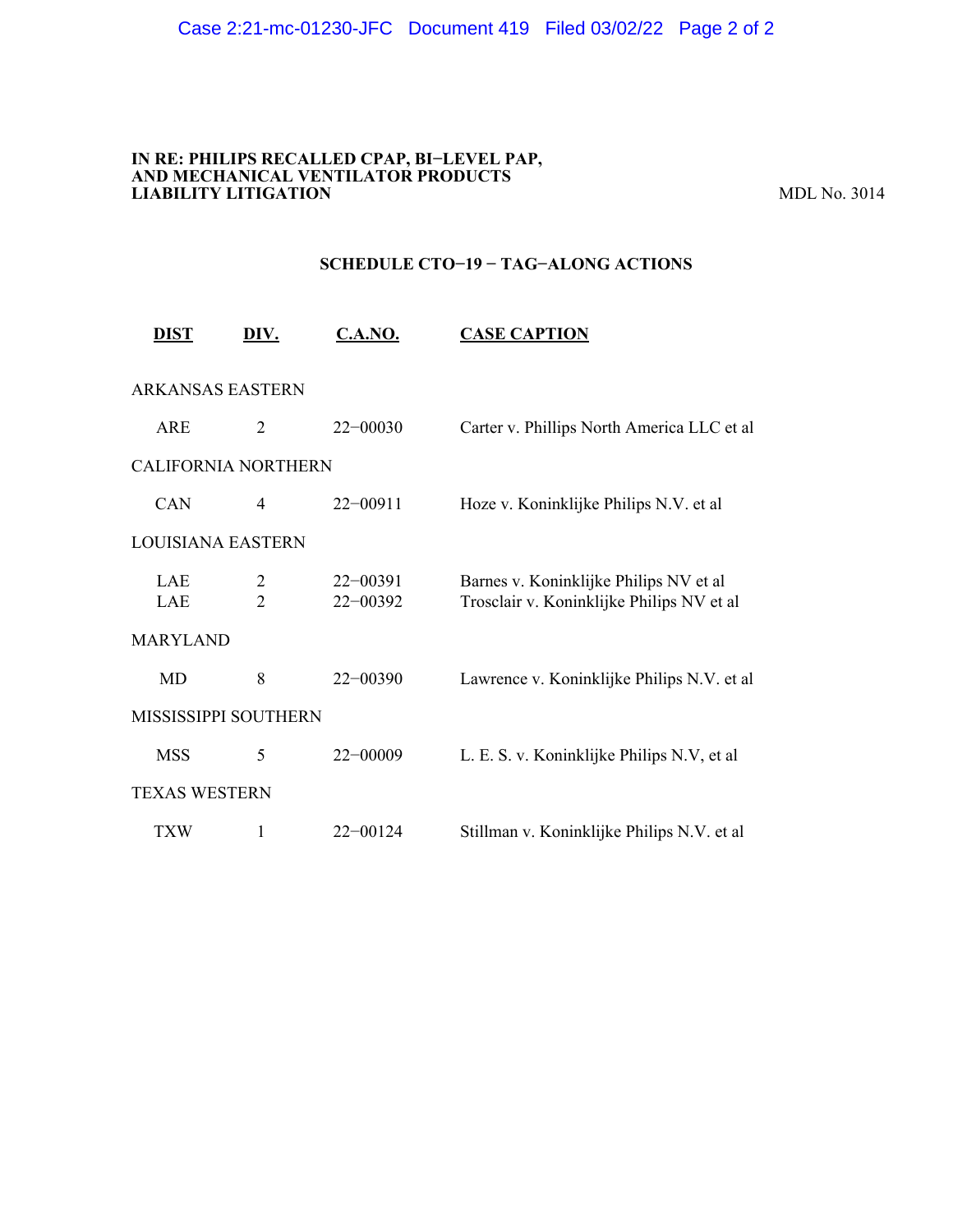**IN RE: PHILIPS RECALLED CPAP, BI−LEVEL PAP, AND MECHANICAL VENTILATOR PRODUCTS LIABILITY LITIGATION**

MDL No. 3014

## SCHEDULE CTO−19 − TAG−ALONG ACTIONS

| DIST | DIV. | C.A.NO. | CASE CAPTION |
|---|---|---|---|
| ARKANSAS EASTERN | | | |
| ARE | 2 | 22−00030 | Carter v. Phillips North America LLC et al |
| CALIFORNIA NORTHERN | | | |
| CAN | 4 | 22−00911 | Hoze v. Koninklijke Philips N.V. et al |
| LOUISIANA EASTERN | | | |
| LAE | 2 | 22−00391 | Barnes v. Koninklijke Philips NV et al |
| LAE | 2 | 22−00392 | Trosclair v. Koninklijke Philips NV et al |
| MARYLAND | | | |
| MD | 8 | 22−00390 | Lawrence v. Koninklijke Philips N.V. et al |
| MISSISSIPPI SOUTHERN | | | |
| MSS | 5 | 22−00009 | L. E. S. v. Koninklijke Philips N.V, et al |
| TEXAS WESTERN | | | |
| TXW | 1 | 22−00124 | Stillman v. Koninklijke Philips N.V. et al |